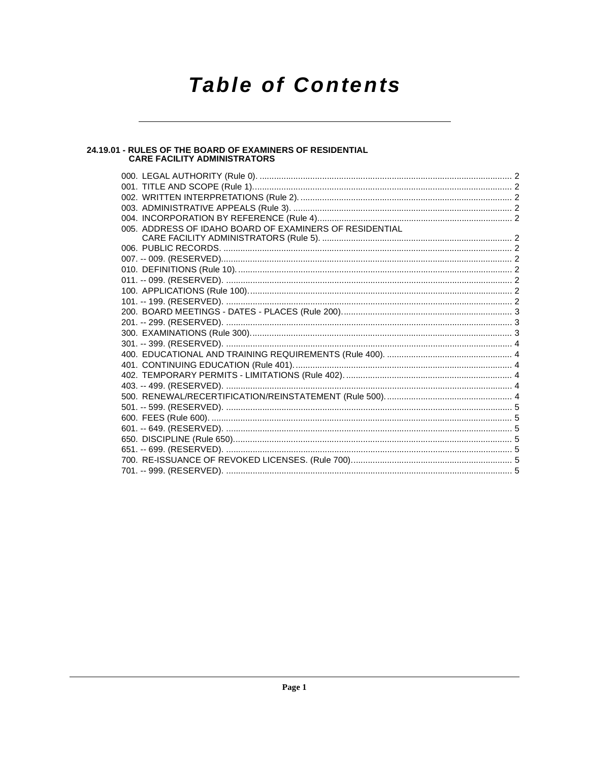# Table of Contents

## 24.19.01 - RULES OF THE BOARD OF EXAMINERS OF RESIDENTIAL CARE FACILITY ADMINISTRATORS

000. LEGAL AUTHORITY (Rule 0). ........................................................................................................ 2
001. TITLE AND SCOPE (Rule 1)........................................................................................................... 2
002. WRITTEN INTERPRETATIONS (Rule 2). ....................................................................................... 2
003. ADMINISTRATIVE APPEALS (Rule 3). .......................................................................................... 2
004. INCORPORATION BY REFERENCE (Rule 4)................................................................................ 2
005. ADDRESS OF IDAHO BOARD OF EXAMINERS OF RESIDENTIAL CARE FACILITY ADMINISTRATORS (Rule 5). ............................................................................. 2
006. PUBLIC RECORDS. ....................................................................................................................... 2
007. -- 009. (RESERVED)........................................................................................................................ 2
010. DEFINITIONS (Rule 10). ................................................................................................................. 2
011. -- 099. (RESERVED). ...................................................................................................................... 2
100. APPLICATIONS (Rule 100)............................................................................................................ 2
101. -- 199. (RESERVED). ...................................................................................................................... 2
200. BOARD MEETINGS - DATES - PLACES (Rule 200)...................................................................... 3
201. -- 299. (RESERVED). ...................................................................................................................... 3
300. EXAMINATIONS (Rule 300)............................................................................................................ 3
301. -- 399. (RESERVED). ...................................................................................................................... 4
400. EDUCATIONAL AND TRAINING REQUIREMENTS (Rule 400). .................................................... 4
401. CONTINUING EDUCATION (Rule 401). .......................................................................................... 4
402. TEMPORARY PERMITS - LIMITATIONS (Rule 402). ..................................................................... 4
403. -- 499. (RESERVED). ...................................................................................................................... 4
500. RENEWAL/RECERTIFICATION/REINSTATEMENT (Rule 500). .................................................... 4
501. -- 599. (RESERVED). ...................................................................................................................... 5
600. FEES (Rule 600). ............................................................................................................................ 5
601. -- 649. (RESERVED). ...................................................................................................................... 5
650. DISCIPLINE (Rule 650)................................................................................................................... 5
651. -- 699. (RESERVED). ...................................................................................................................... 5
700. RE-ISSUANCE OF REVOKED LICENSES. (Rule 700).................................................................. 5
701. -- 999. (RESERVED). ...................................................................................................................... 5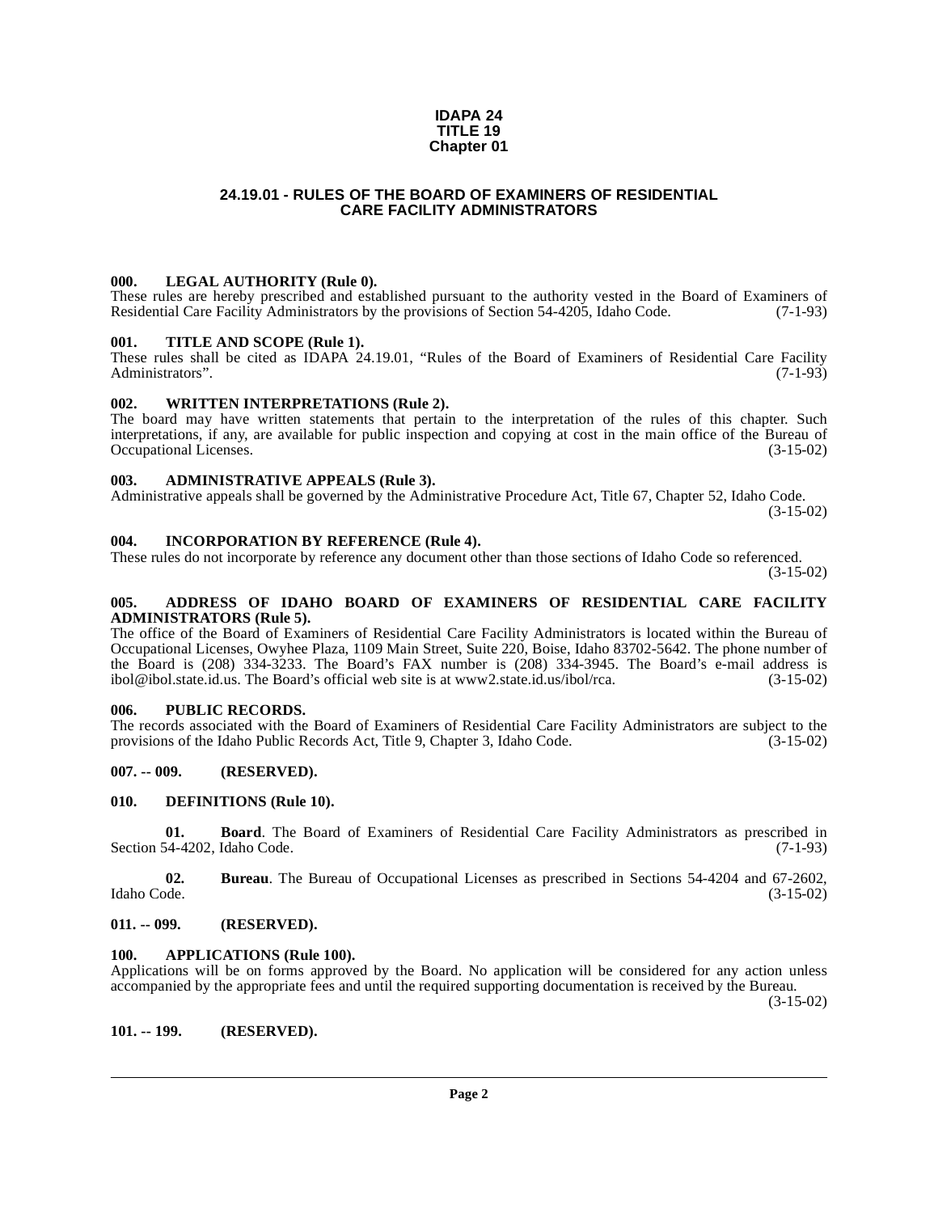**IDAPA 24**
**TITLE 19**
**Chapter 01**

## 24.19.01 - RULES OF THE BOARD OF EXAMINERS OF RESIDENTIAL CARE FACILITY ADMINISTRATORS

### 000. LEGAL AUTHORITY (Rule 0).

These rules are hereby prescribed and established pursuant to the authority vested in the Board of Examiners of Residential Care Facility Administrators by the provisions of Section 54-4205, Idaho Code. (7-1-93)

### 001. TITLE AND SCOPE (Rule 1).

These rules shall be cited as IDAPA 24.19.01, "Rules of the Board of Examiners of Residential Care Facility Administrators". (7-1-93)

### 002. WRITTEN INTERPRETATIONS (Rule 2).

The board may have written statements that pertain to the interpretation of the rules of this chapter. Such interpretations, if any, are available for public inspection and copying at cost in the main office of the Bureau of Occupational Licenses. (3-15-02)

### 003. ADMINISTRATIVE APPEALS (Rule 3).

Administrative appeals shall be governed by the Administrative Procedure Act, Title 67, Chapter 52, Idaho Code. (3-15-02)

### 004. INCORPORATION BY REFERENCE (Rule 4).

These rules do not incorporate by reference any document other than those sections of Idaho Code so referenced. (3-15-02)

### 005. ADDRESS OF IDAHO BOARD OF EXAMINERS OF RESIDENTIAL CARE FACILITY ADMINISTRATORS (Rule 5).

The office of the Board of Examiners of Residential Care Facility Administrators is located within the Bureau of Occupational Licenses, Owyhee Plaza, 1109 Main Street, Suite 220, Boise, Idaho 83702-5642. The phone number of the Board is (208) 334-3233. The Board's FAX number is (208) 334-3945. The Board's e-mail address is ibol@ibol.state.id.us. The Board's official web site is at www2.state.id.us/ibol/rca. (3-15-02)

### 006. PUBLIC RECORDS.

The records associated with the Board of Examiners of Residential Care Facility Administrators are subject to the provisions of the Idaho Public Records Act, Title 9, Chapter 3, Idaho Code. (3-15-02)

### 007. -- 009. (RESERVED).

### 010. DEFINITIONS (Rule 10).

**01. Board**. The Board of Examiners of Residential Care Facility Administrators as prescribed in Section 54-4202, Idaho Code. (7-1-93)

**02. Bureau**. The Bureau of Occupational Licenses as prescribed in Sections 54-4204 and 67-2602, Idaho Code. (3-15-02)

### 011. -- 099. (RESERVED).

### 100. APPLICATIONS (Rule 100).

Applications will be on forms approved by the Board. No application will be considered for any action unless accompanied by the appropriate fees and until the required supporting documentation is received by the Bureau. (3-15-02)

### 101. -- 199. (RESERVED).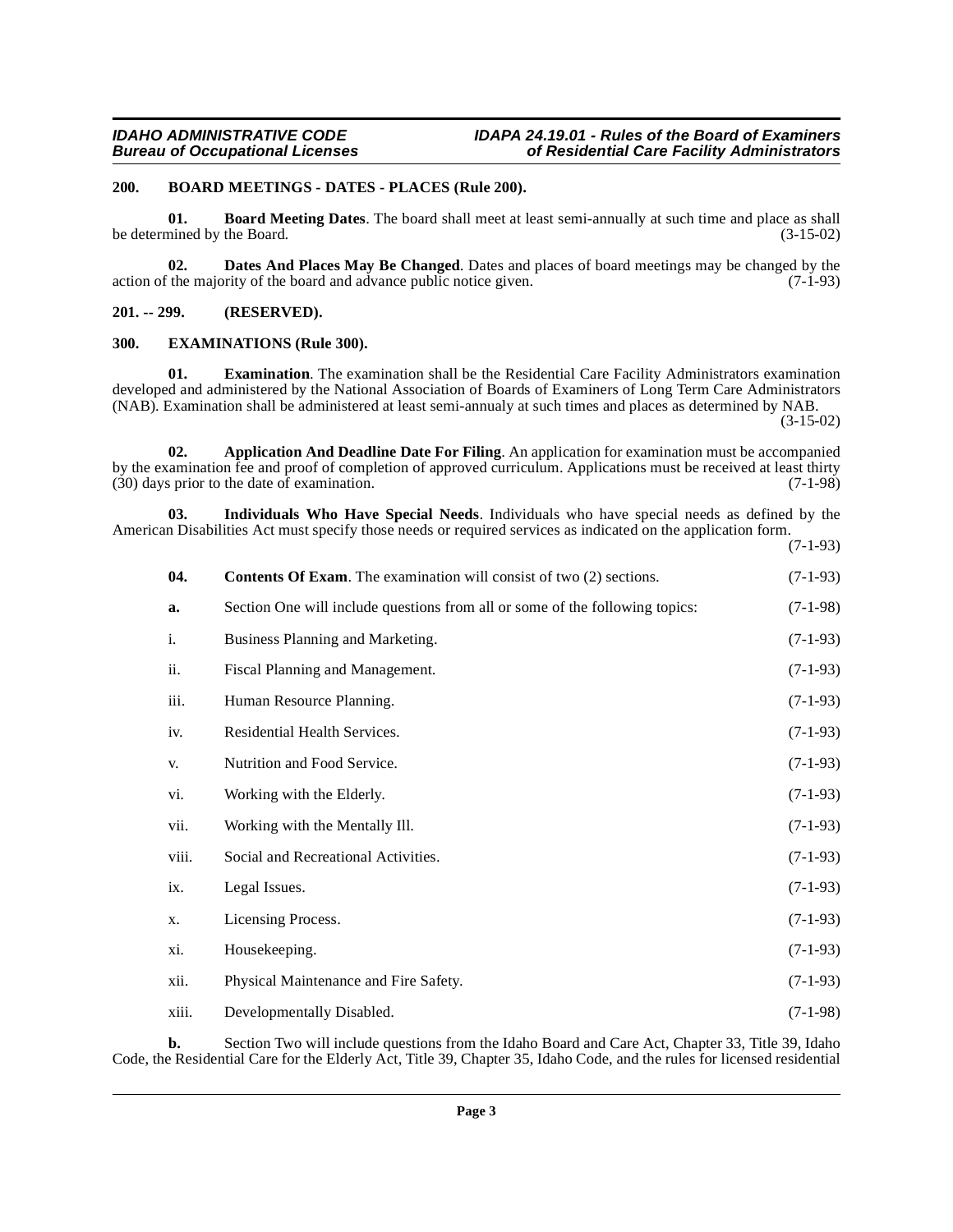## 200. BOARD MEETINGS - DATES - PLACES (Rule 200).

**01. Board Meeting Dates**. The board shall meet at least semi-annually at such time and place as shall be determined by the Board. (3-15-02)

**02. Dates And Places May Be Changed**. Dates and places of board meetings may be changed by the action of the majority of the board and advance public notice given. (7-1-93)

## 201. -- 299. (RESERVED).

## 300. EXAMINATIONS (Rule 300).

**01. Examination**. The examination shall be the Residential Care Facility Administrators examination developed and administered by the National Association of Boards of Examiners of Long Term Care Administrators (NAB). Examination shall be administered at least semi-annualy at such times and places as determined by NAB. (3-15-02)

**02. Application And Deadline Date For Filing**. An application for examination must be accompanied by the examination fee and proof of completion of approved curriculum. Applications must be received at least thirty (30) days prior to the date of examination. (7-1-98)

**03. Individuals Who Have Special Needs**. Individuals who have special needs as defined by the American Disabilities Act must specify those needs or required services as indicated on the application form. (7-1-93)

**04. Contents Of Exam**. The examination will consist of two (2) sections. (7-1-93)

**a.** Section One will include questions from all or some of the following topics: (7-1-98)

i. Business Planning and Marketing. (7-1-93)

ii. Fiscal Planning and Management. (7-1-93)

iii. Human Resource Planning. (7-1-93)

iv. Residential Health Services. (7-1-93)

v. Nutrition and Food Service. (7-1-93)

vi. Working with the Elderly. (7-1-93)

vii. Working with the Mentally Ill. (7-1-93)

viii. Social and Recreational Activities. (7-1-93)

ix. Legal Issues. (7-1-93)

x. Licensing Process. (7-1-93)

xi. Housekeeping. (7-1-93)

xii. Physical Maintenance and Fire Safety. (7-1-93)

xiii. Developmentally Disabled. (7-1-98)

**b.** Section Two will include questions from the Idaho Board and Care Act, Chapter 33, Title 39, Idaho Code, the Residential Care for the Elderly Act, Title 39, Chapter 35, Idaho Code, and the rules for licensed residential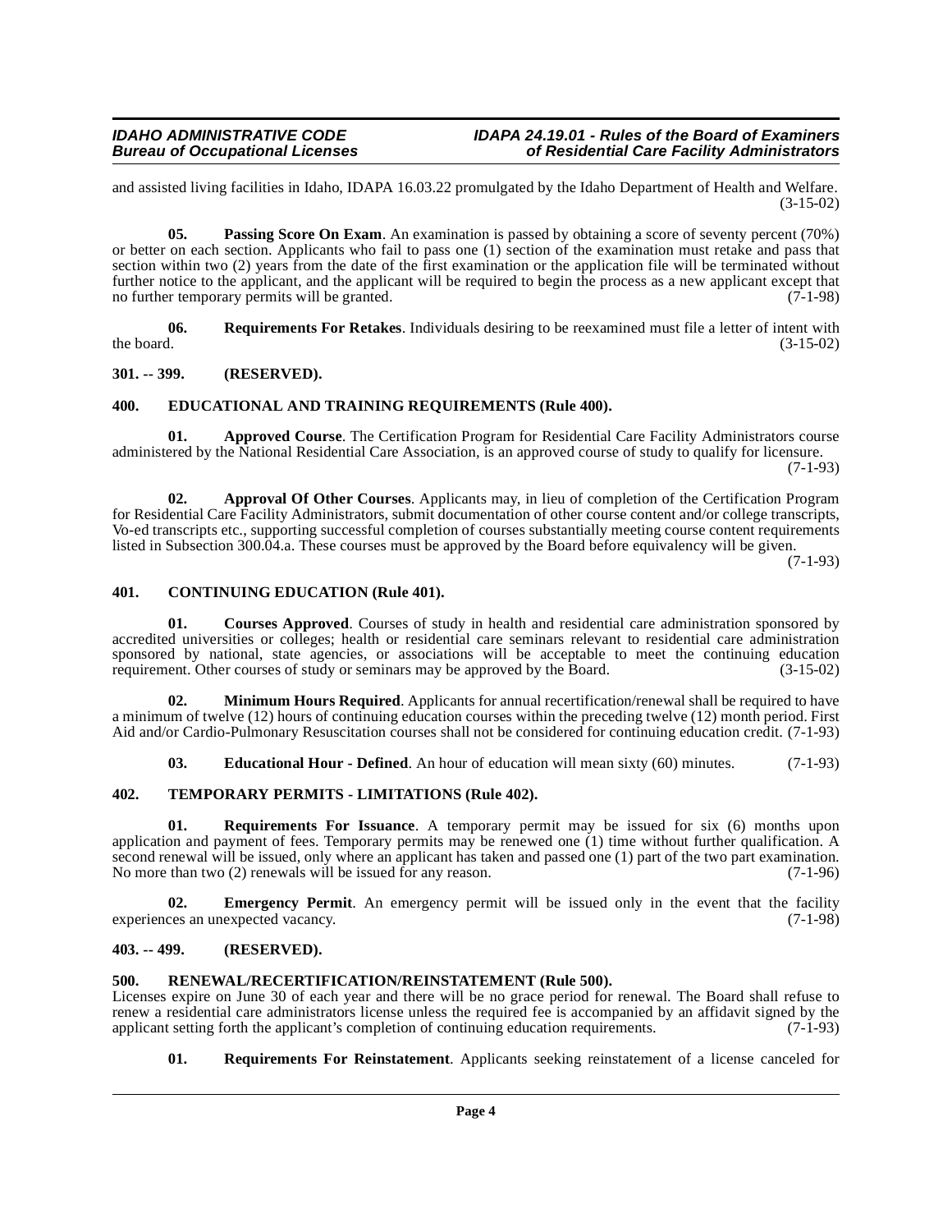and assisted living facilities in Idaho, IDAPA 16.03.22 promulgated by the Idaho Department of Health and Welfare. (3-15-02)

**05. Passing Score On Exam**. An examination is passed by obtaining a score of seventy percent (70%) or better on each section. Applicants who fail to pass one (1) section of the examination must retake and pass that section within two (2) years from the date of the first examination or the application file will be terminated without further notice to the applicant, and the applicant will be required to begin the process as a new applicant except that no further temporary permits will be granted. (7-1-98)

**06. Requirements For Retakes**. Individuals desiring to be reexamined must file a letter of intent with the board. (3-15-02)

## 301. -- 399. (RESERVED).

## 400. EDUCATIONAL AND TRAINING REQUIREMENTS (Rule 400).

**01. Approved Course**. The Certification Program for Residential Care Facility Administrators course administered by the National Residential Care Association, is an approved course of study to qualify for licensure. (7-1-93)

**02. Approval Of Other Courses**. Applicants may, in lieu of completion of the Certification Program for Residential Care Facility Administrators, submit documentation of other course content and/or college transcripts, Vo-ed transcripts etc., supporting successful completion of courses substantially meeting course content requirements listed in Subsection 300.04.a. These courses must be approved by the Board before equivalency will be given. (7-1-93)

## 401. CONTINUING EDUCATION (Rule 401).

**01. Courses Approved**. Courses of study in health and residential care administration sponsored by accredited universities or colleges; health or residential care seminars relevant to residential care administration sponsored by national, state agencies, or associations will be acceptable to meet the continuing education requirement. Other courses of study or seminars may be approved by the Board. (3-15-02)

**02. Minimum Hours Required**. Applicants for annual recertification/renewal shall be required to have a minimum of twelve (12) hours of continuing education courses within the preceding twelve (12) month period. First Aid and/or Cardio-Pulmonary Resuscitation courses shall not be considered for continuing education credit. (7-1-93)

**03. Educational Hour - Defined**. An hour of education will mean sixty (60) minutes. (7-1-93)

## 402. TEMPORARY PERMITS - LIMITATIONS (Rule 402).

**01. Requirements For Issuance**. A temporary permit may be issued for six (6) months upon application and payment of fees. Temporary permits may be renewed one (1) time without further qualification. A second renewal will be issued, only where an applicant has taken and passed one (1) part of the two part examination. No more than two (2) renewals will be issued for any reason. (7-1-96)

**02. Emergency Permit**. An emergency permit will be issued only in the event that the facility experiences an unexpected vacancy. (7-1-98)

## 403. -- 499. (RESERVED).

## 500. RENEWAL/RECERTIFICATION/REINSTATEMENT (Rule 500).

Licenses expire on June 30 of each year and there will be no grace period for renewal. The Board shall refuse to renew a residential care administrators license unless the required fee is accompanied by an affidavit signed by the applicant setting forth the applicant's completion of continuing education requirements. (7-1-93)

**01. Requirements For Reinstatement**. Applicants seeking reinstatement of a license canceled for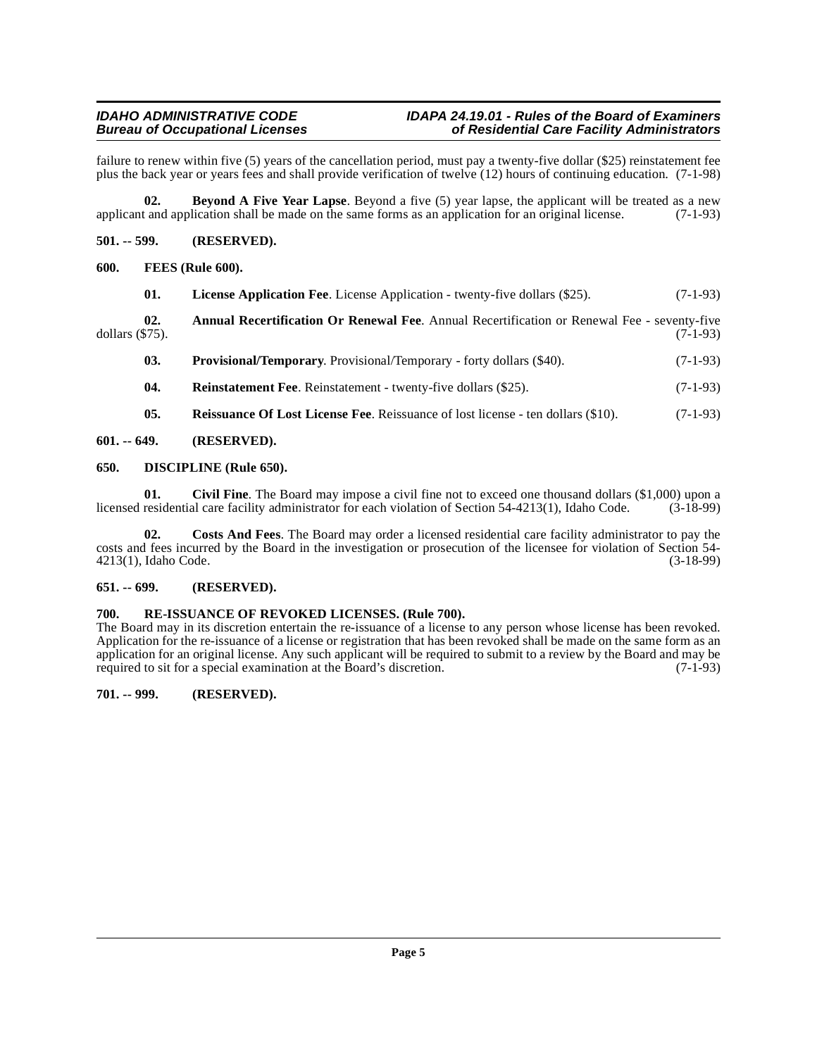failure to renew within five (5) years of the cancellation period, must pay a twenty-five dollar ($25) reinstatement fee plus the back year or years fees and shall provide verification of twelve (12) hours of continuing education. (7-1-98)

**02. Beyond A Five Year Lapse**. Beyond a five (5) year lapse, the applicant will be treated as a new applicant and application shall be made on the same forms as an application for an original license. (7-1-93)

**501. -- 599. (RESERVED).**

**600. FEES (Rule 600).**

**01. License Application Fee**. License Application - twenty-five dollars ($25). (7-1-93)

**02. Annual Recertification Or Renewal Fee**. Annual Recertification or Renewal Fee - seventy-five dollars ($75). (7-1-93)

**03. Provisional/Temporary**. Provisional/Temporary - forty dollars ($40). (7-1-93)

**04. Reinstatement Fee**. Reinstatement - twenty-five dollars ($25). (7-1-93)

**05. Reissuance Of Lost License Fee**. Reissuance of lost license - ten dollars ($10). (7-1-93)

**601. -- 649. (RESERVED).**

**650. DISCIPLINE (Rule 650).**

**01. Civil Fine**. The Board may impose a civil fine not to exceed one thousand dollars ($1,000) upon a licensed residential care facility administrator for each violation of Section 54-4213(1), Idaho Code. (3-18-99)

**02. Costs And Fees**. The Board may order a licensed residential care facility administrator to pay the costs and fees incurred by the Board in the investigation or prosecution of the licensee for violation of Section 54-4213(1), Idaho Code. (3-18-99)

**651. -- 699. (RESERVED).**

**700. RE-ISSUANCE OF REVOKED LICENSES. (Rule 700).**

The Board may in its discretion entertain the re-issuance of a license to any person whose license has been revoked. Application for the re-issuance of a license or registration that has been revoked shall be made on the same form as an application for an original license. Any such applicant will be required to submit to a review by the Board and may be required to sit for a special examination at the Board's discretion. (7-1-93)

**701. -- 999. (RESERVED).**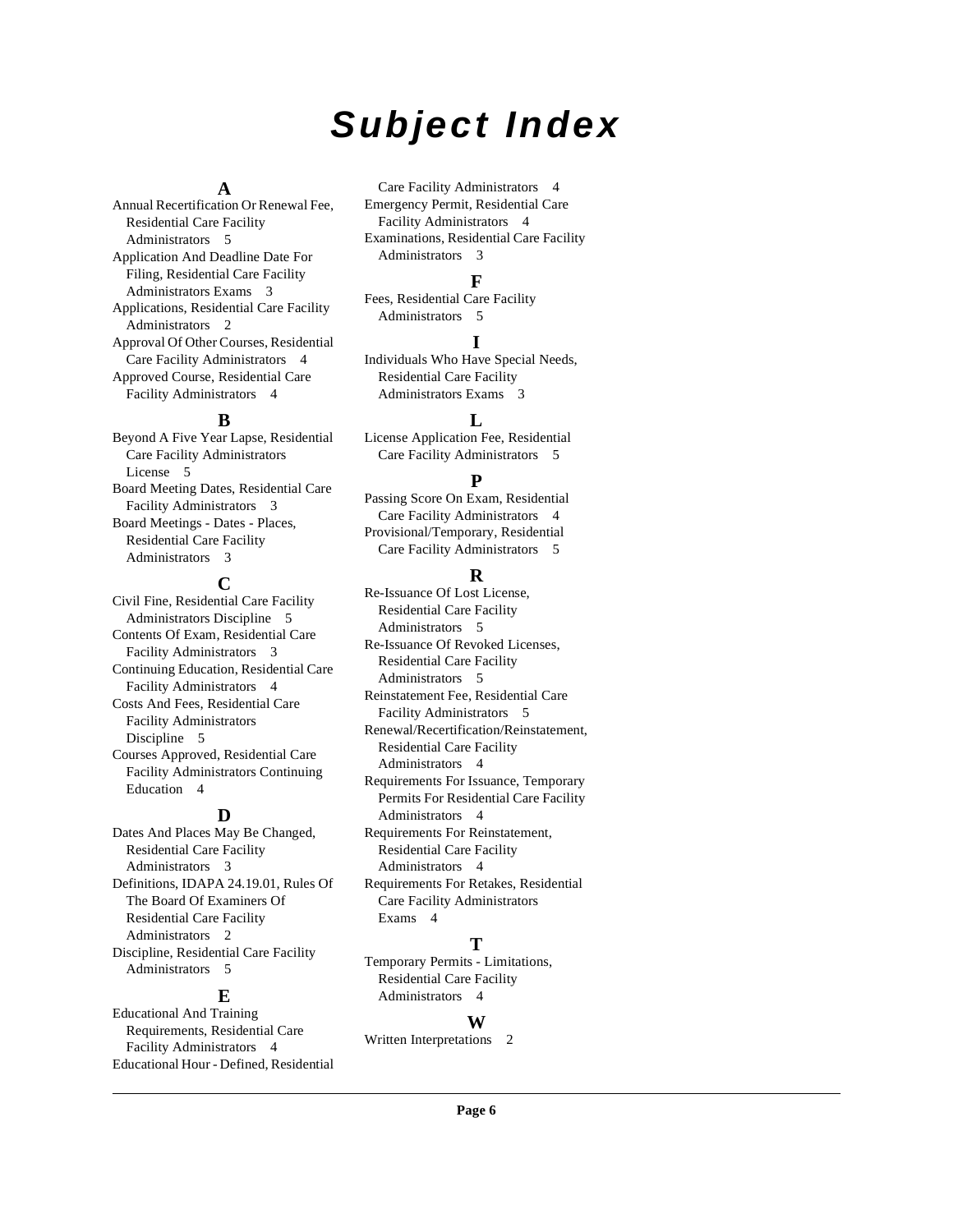# *Subject Index*

### A

Annual Recertification Or Renewal Fee, Residential Care Facility Administrators 5

Application And Deadline Date For Filing, Residential Care Facility Administrators Exams 3

Applications, Residential Care Facility Administrators 2

Approval Of Other Courses, Residential Care Facility Administrators 4

Approved Course, Residential Care Facility Administrators 4

### B

Beyond A Five Year Lapse, Residential Care Facility Administrators License 5

Board Meeting Dates, Residential Care Facility Administrators 3

Board Meetings - Dates - Places, Residential Care Facility Administrators 3

### C

Civil Fine, Residential Care Facility Administrators Discipline 5

Contents Of Exam, Residential Care Facility Administrators 3

Continuing Education, Residential Care Facility Administrators 4

Costs And Fees, Residential Care Facility Administrators Discipline 5

Courses Approved, Residential Care Facility Administrators Continuing Education 4

### D

Dates And Places May Be Changed, Residential Care Facility Administrators 3

Definitions, IDAPA 24.19.01, Rules Of The Board Of Examiners Of Residential Care Facility Administrators 2

Discipline, Residential Care Facility Administrators 5

### E

Educational And Training Requirements, Residential Care Facility Administrators 4

Educational Hour - Defined, Residential Care Facility Administrators 4

Emergency Permit, Residential Care Facility Administrators 4

Examinations, Residential Care Facility Administrators 3

### F

Fees, Residential Care Facility Administrators 5

### I

Individuals Who Have Special Needs, Residential Care Facility Administrators Exams 3

### L

License Application Fee, Residential Care Facility Administrators 5

### P

Passing Score On Exam, Residential Care Facility Administrators 4

Provisional/Temporary, Residential Care Facility Administrators 5

### R

Re-Issuance Of Lost License, Residential Care Facility Administrators 5

Re-Issuance Of Revoked Licenses, Residential Care Facility Administrators 5

Reinstatement Fee, Residential Care Facility Administrators 5

Renewal/Recertification/Reinstatement, Residential Care Facility Administrators 4

Requirements For Issuance, Temporary Permits For Residential Care Facility Administrators 4

Requirements For Reinstatement, Residential Care Facility Administrators 4

Requirements For Retakes, Residential Care Facility Administrators Exams 4

### T

Temporary Permits - Limitations, Residential Care Facility Administrators 4

### W

Written Interpretations 2